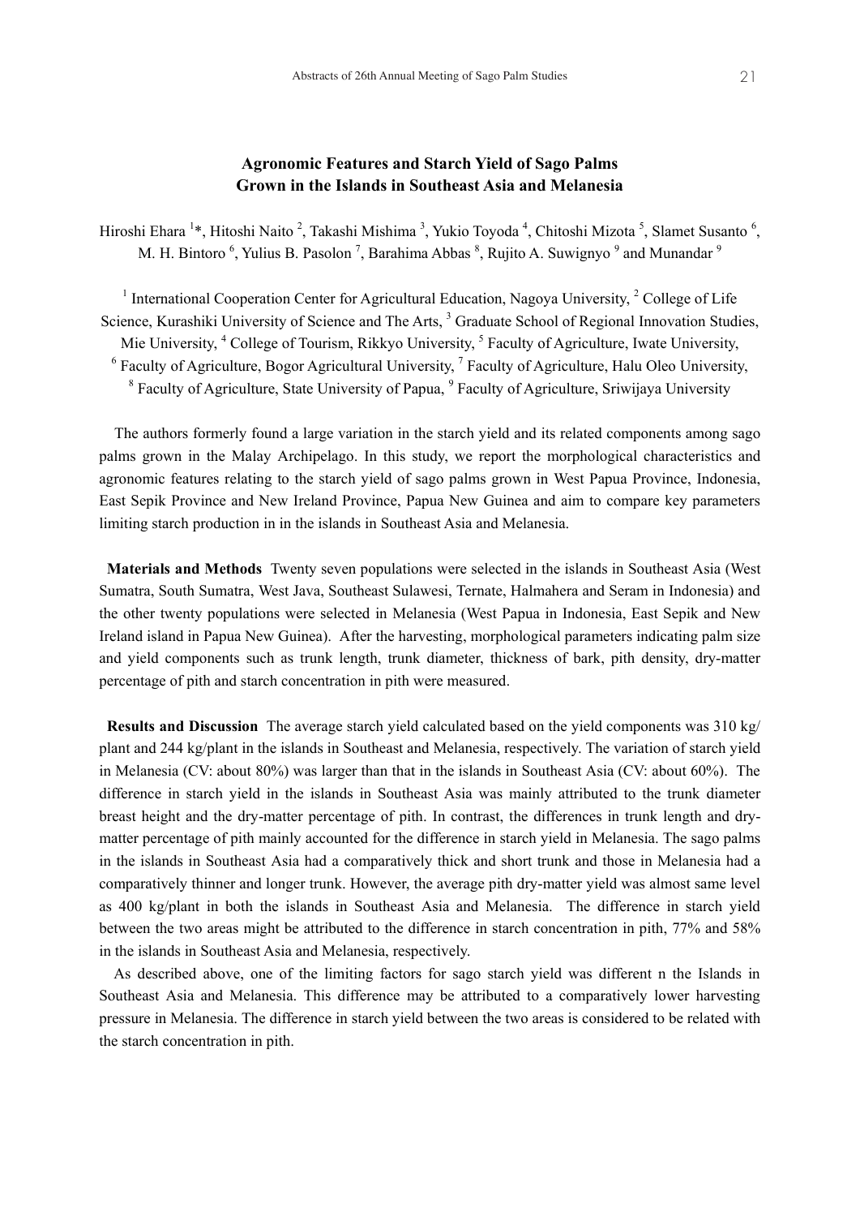# Agronomic Features and Starch Yield of Sago Palms Grown in the Islands in Southeast Asia and Melanesia

Hiroshi Ehara [1]*, Hitoshi Naito [2], Takashi Mishima [3], Yukio Toyoda [4], Chitoshi Mizota [5], Slamet Susanto [6], M. H. Bintoro [6], Yulius B. Pasolon [7], Barahima Abbas [8], Rujito A. Suwignyo [9] and Munandar [9]

[1] International Cooperation Center for Agricultural Education, Nagoya University, [2] College of Life Science, Kurashiki University of Science and The Arts, [3] Graduate School of Regional Innovation Studies, Mie University, [4] College of Tourism, Rikkyo University, [5] Faculty of Agriculture, Iwate University, [6] Faculty of Agriculture, Bogor Agricultural University, [7] Faculty of Agriculture, Halu Oleo University, [8] Faculty of Agriculture, State University of Papua, [9] Faculty of Agriculture, Sriwijaya University

The authors formerly found a large variation in the starch yield and its related components among sago palms grown in the Malay Archipelago. In this study, we report the morphological characteristics and agronomic features relating to the starch yield of sago palms grown in West Papua Province, Indonesia, East Sepik Province and New Ireland Province, Papua New Guinea and aim to compare key parameters limiting starch production in in the islands in Southeast Asia and Melanesia.

**Materials and Methods** Twenty seven populations were selected in the islands in Southeast Asia (West Sumatra, South Sumatra, West Java, Southeast Sulawesi, Ternate, Halmahera and Seram in Indonesia) and the other twenty populations were selected in Melanesia (West Papua in Indonesia, East Sepik and New Ireland island in Papua New Guinea). After the harvesting, morphological parameters indicating palm size and yield components such as trunk length, trunk diameter, thickness of bark, pith density, dry-matter percentage of pith and starch concentration in pith were measured.

**Results and Discussion** The average starch yield calculated based on the yield components was 310 kg/plant and 244 kg/plant in the islands in Southeast and Melanesia, respectively. The variation of starch yield in Melanesia (CV: about 80%) was larger than that in the islands in Southeast Asia (CV: about 60%). The difference in starch yield in the islands in Southeast Asia was mainly attributed to the trunk diameter breast height and the dry-matter percentage of pith. In contrast, the differences in trunk length and dry-matter percentage of pith mainly accounted for the difference in starch yield in Melanesia. The sago palms in the islands in Southeast Asia had a comparatively thick and short trunk and those in Melanesia had a comparatively thinner and longer trunk. However, the average pith dry-matter yield was almost same level as 400 kg/plant in both the islands in Southeast Asia and Melanesia. The difference in starch yield between the two areas might be attributed to the difference in starch concentration in pith, 77% and 58% in the islands in Southeast Asia and Melanesia, respectively.

As described above, one of the limiting factors for sago starch yield was different n the Islands in Southeast Asia and Melanesia. This difference may be attributed to a comparatively lower harvesting pressure in Melanesia. The difference in starch yield between the two areas is considered to be related with the starch concentration in pith.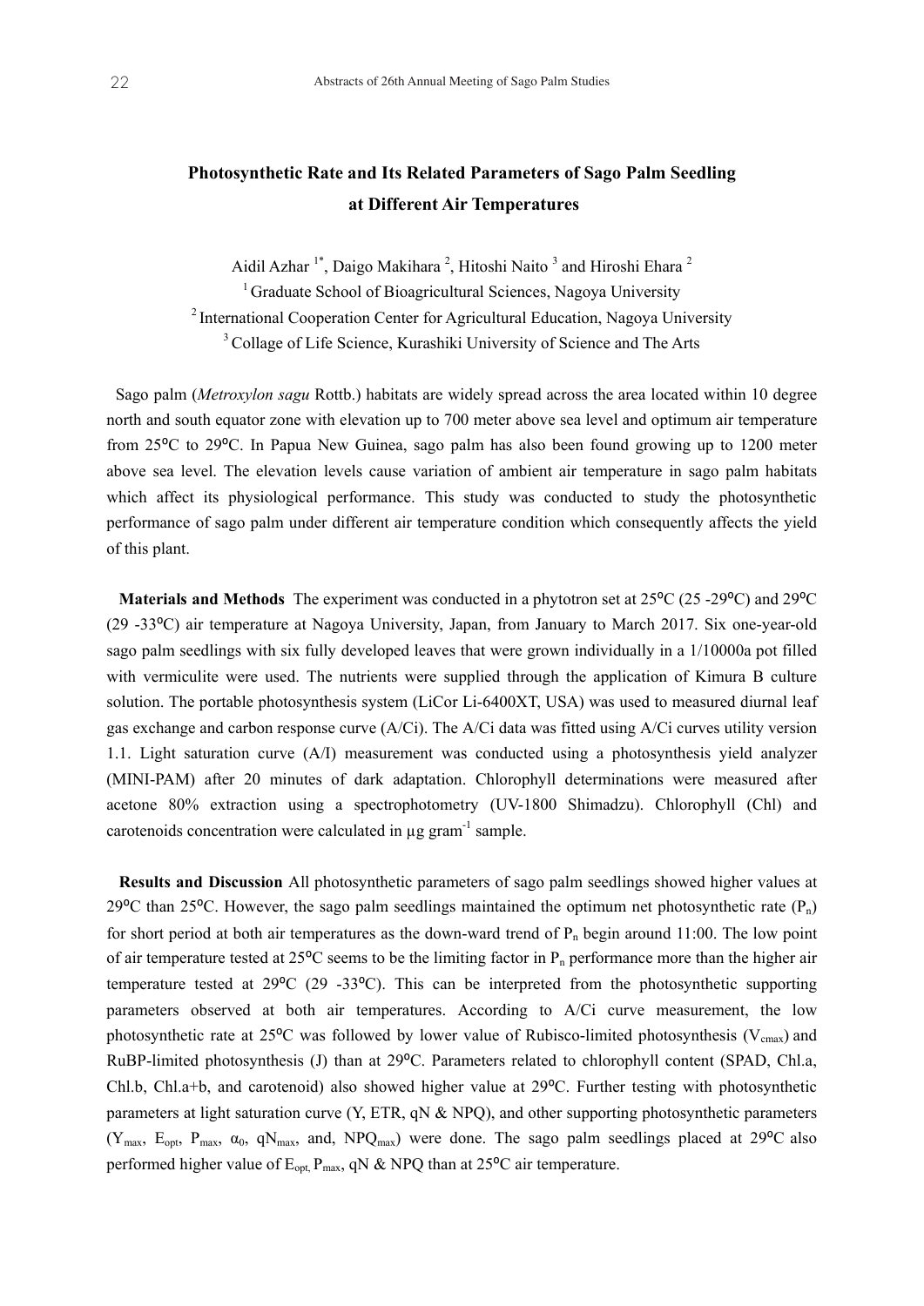# Photosynthetic Rate and Its Related Parameters of Sago Palm Seedling at Different Air Temperatures

Aidil Azhar [1*], Daigo Makihara [2], Hitoshi Naito [3] and Hiroshi Ehara [2]

[1] Graduate School of Bioagricultural Sciences, Nagoya University

[2] International Cooperation Center for Agricultural Education, Nagoya University

[3] College of Life Science, Kurashiki University of Science and The Arts

Sago palm (*Metroxylon sagu* Rottb.) habitats are widely spread across the area located within 10 degree north and south equator zone with elevation up to 700 meter above sea level and optimum air temperature from 25ᵒC to 29ᵒC. In Papua New Guinea, sago palm has also been found growing up to 1200 meter above sea level. The elevation levels cause variation of ambient air temperature in sago palm habitats which affect its physiological performance. This study was conducted to study the photosynthetic performance of sago palm under different air temperature condition which consequently affects the yield of this plant.

**Materials and Methods** The experiment was conducted in a phytotron set at 25ᵒC (25 -29ᵒC) and 29ᵒC (29 -33ᵒC) air temperature at Nagoya University, Japan, from January to March 2017. Six one-year-old sago palm seedlings with six fully developed leaves that were grown individually in a 1/10000a pot filled with vermiculite were used. The nutrients were supplied through the application of Kimura B culture solution. The portable photosynthesis system (LiCor Li-6400XT, USA) was used to measured diurnal leaf gas exchange and carbon response curve (A/Ci). The A/Ci data was fitted using A/Ci curves utility version 1.1. Light saturation curve (A/I) measurement was conducted using a photosynthesis yield analyzer (MINI-PAM) after 20 minutes of dark adaptation. Chlorophyll determinations were measured after acetone 80% extraction using a spectrophotometry (UV-1800 Shimadzu). Chlorophyll (Chl) and carotenoids concentration were calculated in µg $gram^{-1}$ sample.

**Results and Discussion** All photosynthetic parameters of sago palm seedlings showed higher values at 29ᵒC than 25ᵒC. However, the sago palm seedlings maintained the optimum net photosynthetic rate ($P_n$) for short period at both air temperatures as the down-ward trend of $P_n$ begin around 11:00. The low point of air temperature tested at 25ᵒC seems to be the limiting factor in $P_n$ performance more than the higher air temperature tested at 29ᵒC (29 -33ᵒC). This can be interpreted from the photosynthetic supporting parameters observed at both air temperatures. According to A/Ci curve measurement, the low photosynthetic rate at 25ᵒC was followed by lower value of Rubisco-limited photosynthesis ($V_{cmax}$) and RuBP-limited photosynthesis (J) than at 29ᵒC. Parameters related to chlorophyll content (SPAD, Chl.a, Chl.b, Chl.a+b, and carotenoid) also showed higher value at 29ᵒC. Further testing with photosynthetic parameters at light saturation curve (Y, ETR, qN & NPQ), and other supporting photosynthetic parameters ($Y_{max}$, $E_{opt}$, $P_{max}$, $\alpha_0$, $qN_{max}$, and, $NPQ_{max}$) were done. The sago palm seedlings placed at 29ᵒC also performed higher value of $E_{opt}$, $P_{max}$, qN & NPQ than at 25ᵒC air temperature.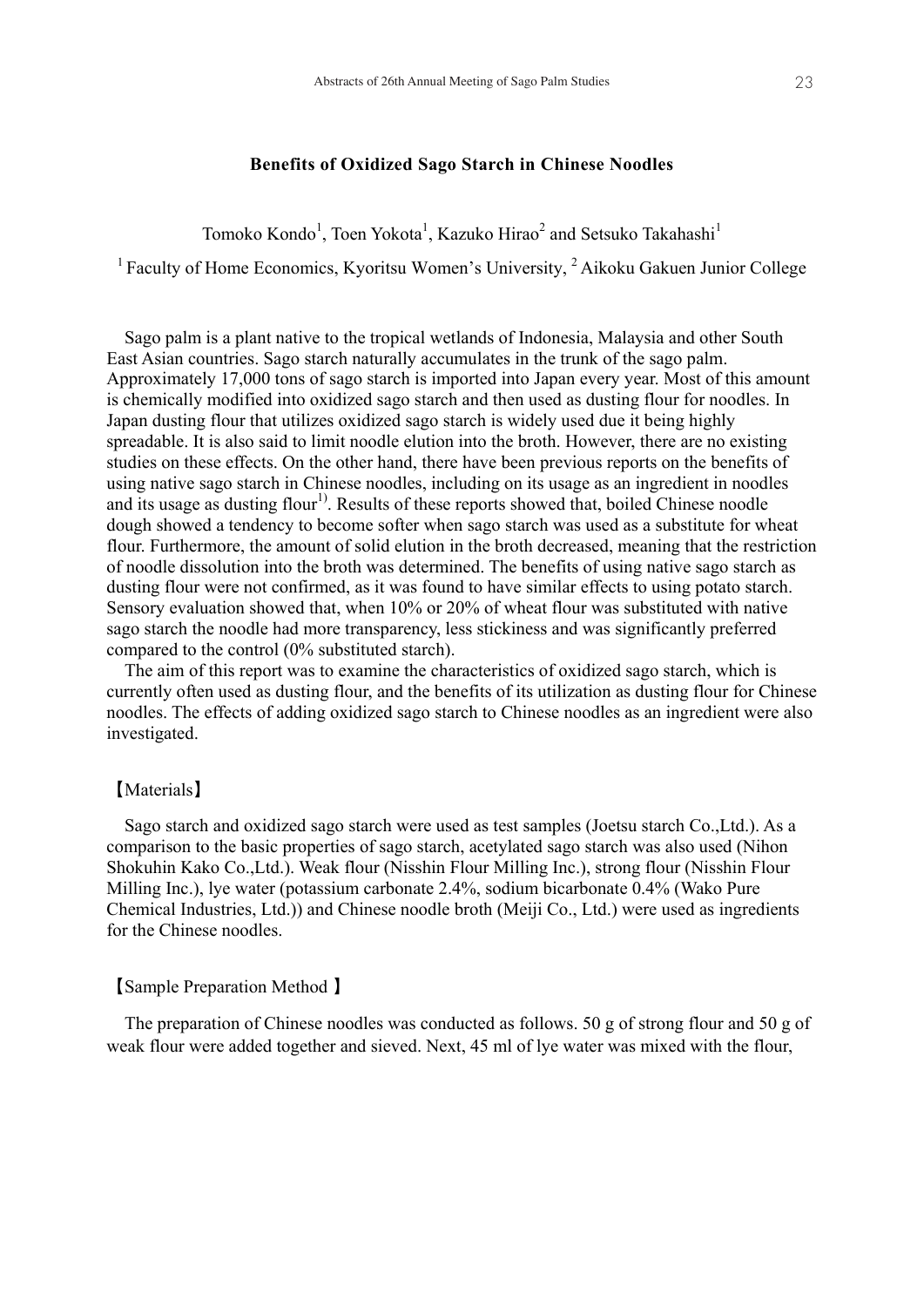# Benefits of Oxidized Sago Starch in Chinese Noodles

Tomoko Kondo[1], Toen Yokota[1], Kazuko Hirao[2] and Setsuko Takahashi[1]

[1] Faculty of Home Economics, Kyoritsu Women's University, [2] Aikoku Gakuen Junior College

Sago palm is a plant native to the tropical wetlands of Indonesia, Malaysia and other South East Asian countries. Sago starch naturally accumulates in the trunk of the sago palm. Approximately 17,000 tons of sago starch is imported into Japan every year. Most of this amount is chemically modified into oxidized sago starch and then used as dusting flour for noodles. In Japan dusting flour that utilizes oxidized sago starch is widely used due it being highly spreadable. It is also said to limit noodle elution into the broth. However, there are no existing studies on these effects. On the other hand, there have been previous reports on the benefits of using native sago starch in Chinese noodles, including on its usage as an ingredient in noodles and its usage as dusting flour[1)]. Results of these reports showed that, boiled Chinese noodle dough showed a tendency to become softer when sago starch was used as a substitute for wheat flour. Furthermore, the amount of solid elution in the broth decreased, meaning that the restriction of noodle dissolution into the broth was determined. The benefits of using native sago starch as dusting flour were not confirmed, as it was found to have similar effects to using potato starch. Sensory evaluation showed that, when 10% or 20% of wheat flour was substituted with native sago starch the noodle had more transparency, less stickiness and was significantly preferred compared to the control (0% substituted starch).

The aim of this report was to examine the characteristics of oxidized sago starch, which is currently often used as dusting flour, and the benefits of its utilization as dusting flour for Chinese noodles. The effects of adding oxidized sago starch to Chinese noodles as an ingredient were also investigated.

## 【Materials】

Sago starch and oxidized sago starch were used as test samples (Joetsu starch Co.,Ltd.). As a comparison to the basic properties of sago starch, acetylated sago starch was also used (Nihon Shokuhin Kako Co.,Ltd.). Weak flour (Nisshin Flour Milling Inc.), strong flour (Nisshin Flour Milling Inc.), lye water (potassium carbonate 2.4%, sodium bicarbonate 0.4% (Wako Pure Chemical Industries, Ltd.)) and Chinese noodle broth (Meiji Co., Ltd.) were used as ingredients for the Chinese noodles.

## 【Sample Preparation Method 】

The preparation of Chinese noodles was conducted as follows. 50 g of strong flour and 50 g of weak flour were added together and sieved. Next, 45 ml of lye water was mixed with the flour,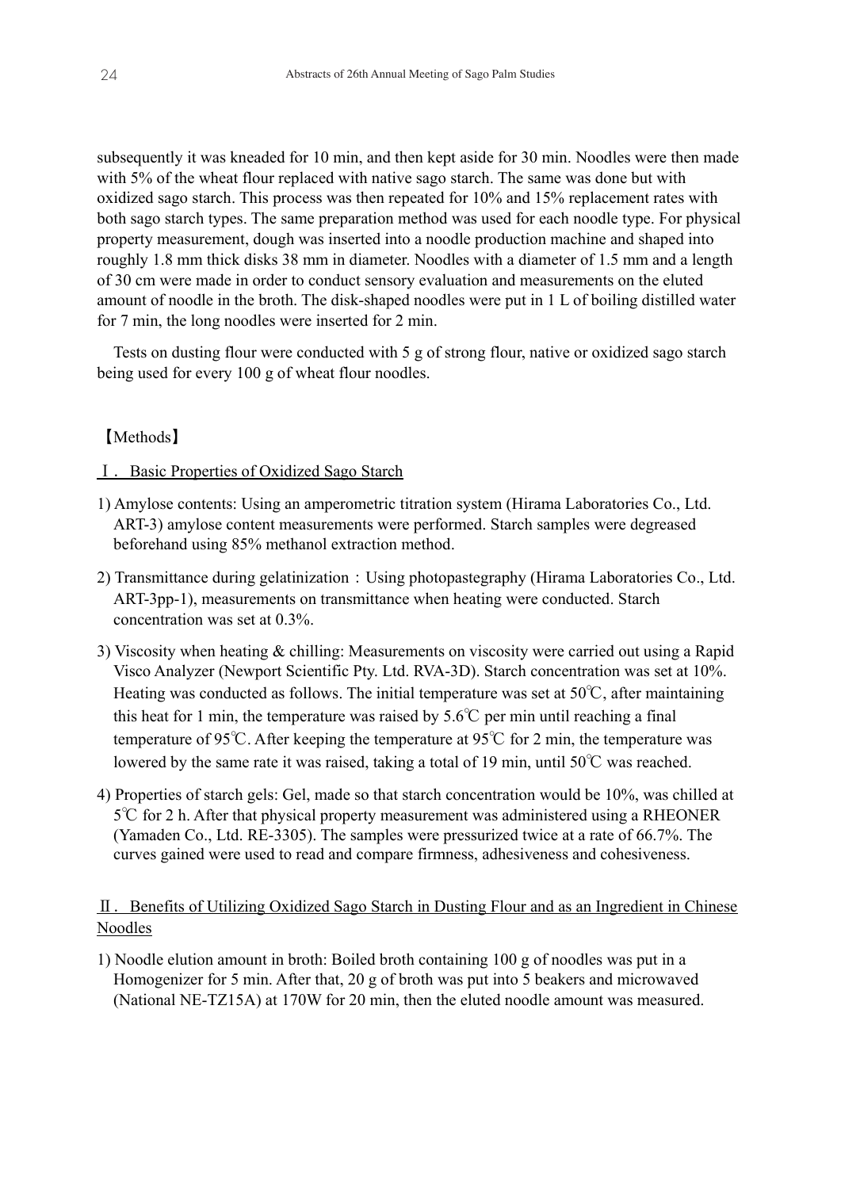subsequently it was kneaded for 10 min, and then kept aside for 30 min. Noodles were then made with 5% of the wheat flour replaced with native sago starch. The same was done but with oxidized sago starch. This process was then repeated for 10% and 15% replacement rates with both sago starch types. The same preparation method was used for each noodle type. For physical property measurement, dough was inserted into a noodle production machine and shaped into roughly 1.8 mm thick disks 38 mm in diameter. Noodles with a diameter of 1.5 mm and a length of 30 cm were made in order to conduct sensory evaluation and measurements on the eluted amount of noodle in the broth. The disk-shaped noodles were put in 1 L of boiling distilled water for 7 min, the long noodles were inserted for 2 min.

Tests on dusting flour were conducted with 5 g of strong flour, native or oxidized sago starch being used for every 100 g of wheat flour noodles.

## 【Methods】

### Ⅰ. Basic Properties of Oxidized Sago Starch

1) Amylose contents: Using an amperometric titration system (Hirama Laboratories Co., Ltd. ART-3) amylose content measurements were performed. Starch samples were degreased beforehand using 85% methanol extraction method.

2) Transmittance during gelatinization：Using photopastegraphy (Hirama Laboratories Co., Ltd. ART-3pp-1), measurements on transmittance when heating were conducted. Starch concentration was set at 0.3%.

3) Viscosity when heating & chilling: Measurements on viscosity were carried out using a Rapid Visco Analyzer (Newport Scientific Pty. Ltd. RVA-3D). Starch concentration was set at 10%. Heating was conducted as follows. The initial temperature was set at 50℃, after maintaining this heat for 1 min, the temperature was raised by 5.6℃ per min until reaching a final temperature of 95℃. After keeping the temperature at 95℃ for 2 min, the temperature was lowered by the same rate it was raised, taking a total of 19 min, until 50℃ was reached.

4) Properties of starch gels: Gel, made so that starch concentration would be 10%, was chilled at 5℃ for 2 h. After that physical property measurement was administered using a RHEONER (Yamaden Co., Ltd. RE-3305). The samples were pressurized twice at a rate of 66.7%. The curves gained were used to read and compare firmness, adhesiveness and cohesiveness.

### Ⅱ. Benefits of Utilizing Oxidized Sago Starch in Dusting Flour and as an Ingredient in Chinese Noodles

1) Noodle elution amount in broth: Boiled broth containing 100 g of noodles was put in a Homogenizer for 5 min. After that, 20 g of broth was put into 5 beakers and microwaved (National NE-TZ15A) at 170W for 20 min, then the eluted noodle amount was measured.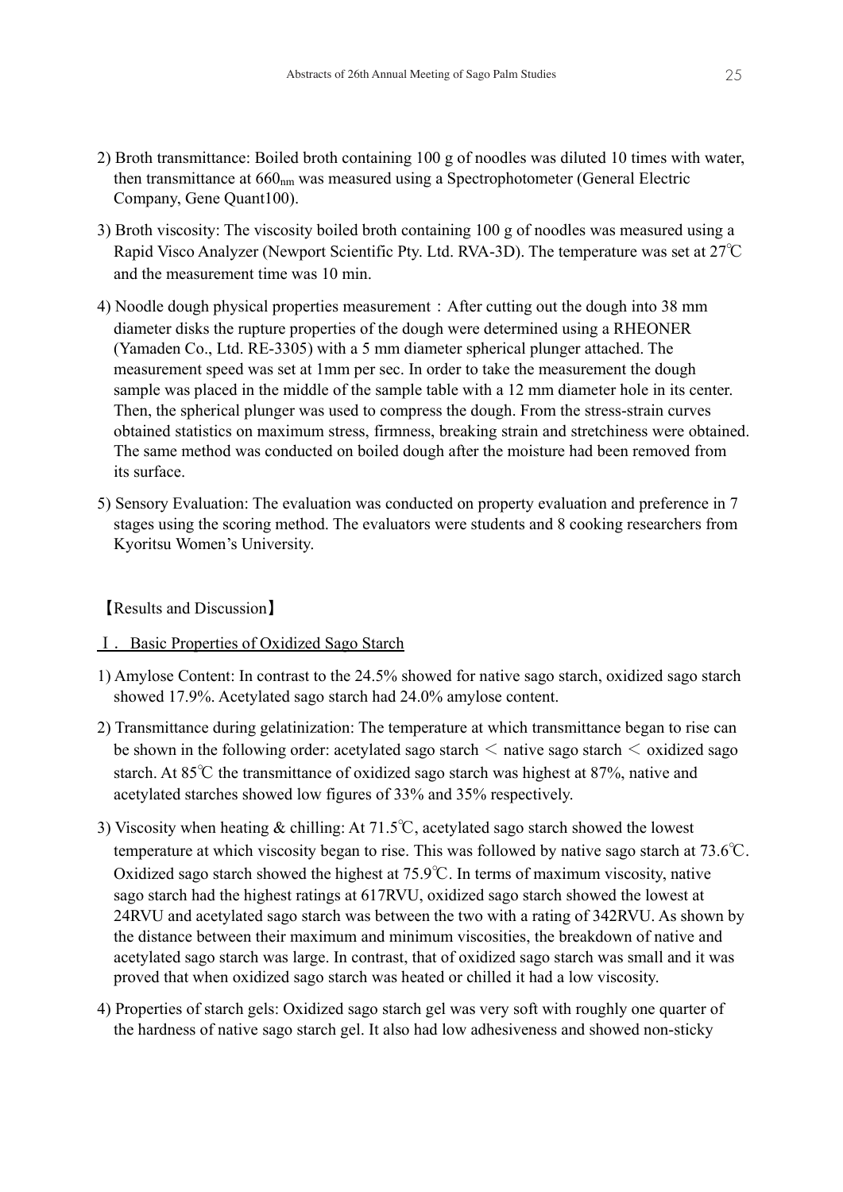2) Broth transmittance: Boiled broth containing 100 g of noodles was diluted 10 times with water, then transmittance at $660_{nm}$ was measured using a Spectrophotometer (General Electric Company, Gene Quant100).

3) Broth viscosity: The viscosity boiled broth containing 100 g of noodles was measured using a Rapid Visco Analyzer (Newport Scientific Pty. Ltd. RVA-3D). The temperature was set at 27℃ and the measurement time was 10 min.

4) Noodle dough physical properties measurement：After cutting out the dough into 38 mm diameter disks the rupture properties of the dough were determined using a RHEONER (Yamaden Co., Ltd. RE-3305) with a 5 mm diameter spherical plunger attached. The measurement speed was set at 1mm per sec. In order to take the measurement the dough sample was placed in the middle of the sample table with a 12 mm diameter hole in its center. Then, the spherical plunger was used to compress the dough. From the stress-strain curves obtained statistics on maximum stress, firmness, breaking strain and stretchiness were obtained. The same method was conducted on boiled dough after the moisture had been removed from its surface.

5) Sensory Evaluation: The evaluation was conducted on property evaluation and preference in 7 stages using the scoring method. The evaluators were students and 8 cooking researchers from Kyoritsu Women's University.

【Results and Discussion】

Ⅰ. Basic Properties of Oxidized Sago Starch

1) Amylose Content: In contrast to the 24.5% showed for native sago starch, oxidized sago starch showed 17.9%. Acetylated sago starch had 24.0% amylose content.

2) Transmittance during gelatinization: The temperature at which transmittance began to rise can be shown in the following order: acetylated sago starch ＜ native sago starch ＜ oxidized sago starch. At 85℃ the transmittance of oxidized sago starch was highest at 87%, native and acetylated starches showed low figures of 33% and 35% respectively.

3) Viscosity when heating & chilling: At 71.5℃, acetylated sago starch showed the lowest temperature at which viscosity began to rise. This was followed by native sago starch at 73.6℃. Oxidized sago starch showed the highest at 75.9℃. In terms of maximum viscosity, native sago starch had the highest ratings at 617RVU, oxidized sago starch showed the lowest at 24RVU and acetylated sago starch was between the two with a rating of 342RVU. As shown by the distance between their maximum and minimum viscosities, the breakdown of native and acetylated sago starch was large. In contrast, that of oxidized sago starch was small and it was proved that when oxidized sago starch was heated or chilled it had a low viscosity.

4) Properties of starch gels: Oxidized sago starch gel was very soft with roughly one quarter of the hardness of native sago starch gel. It also had low adhesiveness and showed non-sticky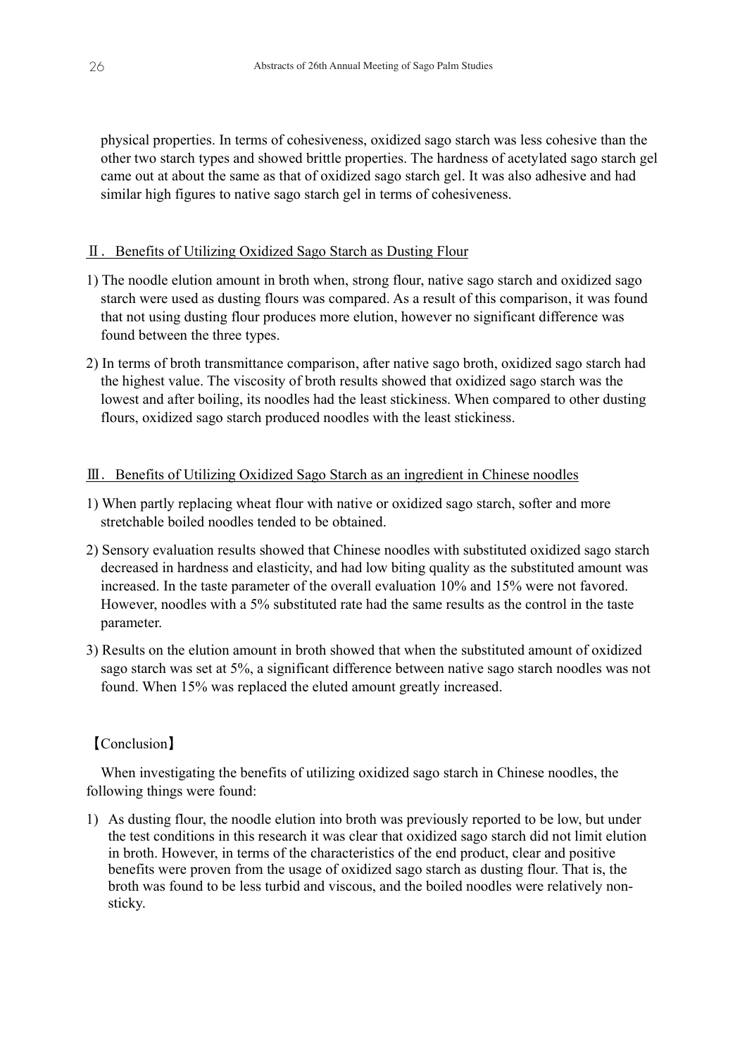physical properties. In terms of cohesiveness, oxidized sago starch was less cohesive than the other two starch types and showed brittle properties. The hardness of acetylated sago starch gel came out at about the same as that of oxidized sago starch gel. It was also adhesive and had similar high figures to native sago starch gel in terms of cohesiveness.

### Ⅱ. Benefits of Utilizing Oxidized Sago Starch as Dusting Flour

1) The noodle elution amount in broth when, strong flour, native sago starch and oxidized sago starch were used as dusting flours was compared. As a result of this comparison, it was found that not using dusting flour produces more elution, however no significant difference was found between the three types.
2) In terms of broth transmittance comparison, after native sago broth, oxidized sago starch had the highest value. The viscosity of broth results showed that oxidized sago starch was the lowest and after boiling, its noodles had the least stickiness. When compared to other dusting flours, oxidized sago starch produced noodles with the least stickiness.

### Ⅲ. Benefits of Utilizing Oxidized Sago Starch as an ingredient in Chinese noodles

1) When partly replacing wheat flour with native or oxidized sago starch, softer and more stretchable boiled noodles tended to be obtained.
2) Sensory evaluation results showed that Chinese noodles with substituted oxidized sago starch decreased in hardness and elasticity, and had low biting quality as the substituted amount was increased. In the taste parameter of the overall evaluation 10% and 15% were not favored. However, noodles with a 5% substituted rate had the same results as the control in the taste parameter.
3) Results on the elution amount in broth showed that when the substituted amount of oxidized sago starch was set at 5%, a significant difference between native sago starch noodles was not found. When 15% was replaced the eluted amount greatly increased.

## 【Conclusion】

When investigating the benefits of utilizing oxidized sago starch in Chinese noodles, the following things were found:

1) As dusting flour, the noodle elution into broth was previously reported to be low, but under the test conditions in this research it was clear that oxidized sago starch did not limit elution in broth. However, in terms of the characteristics of the end product, clear and positive benefits were proven from the usage of oxidized sago starch as dusting flour. That is, the broth was found to be less turbid and viscous, and the boiled noodles were relatively non-sticky.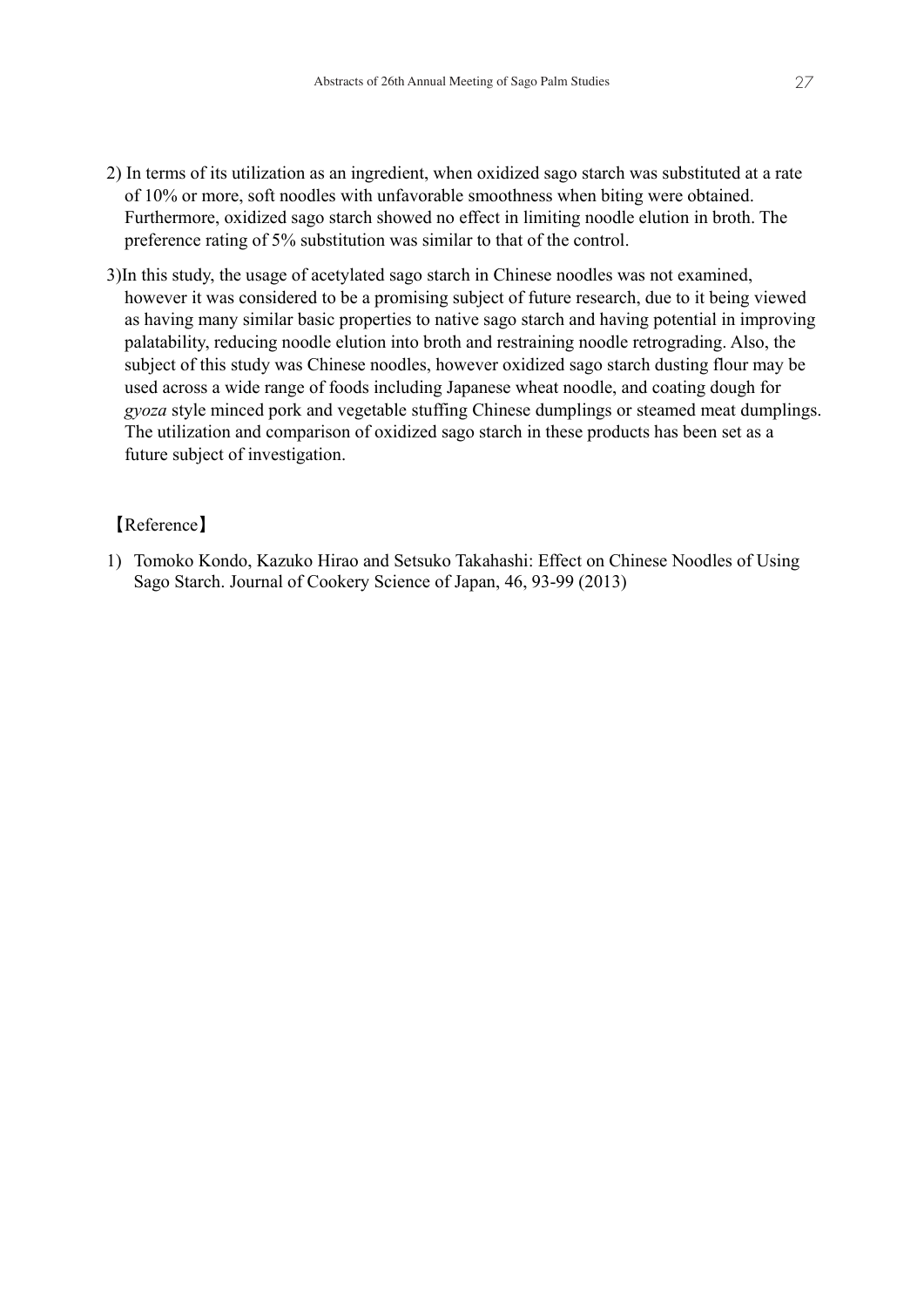2) In terms of its utilization as an ingredient, when oxidized sago starch was substituted at a rate of 10% or more, soft noodles with unfavorable smoothness when biting were obtained. Furthermore, oxidized sago starch showed no effect in limiting noodle elution in broth. The preference rating of 5% substitution was similar to that of the control.

3)In this study, the usage of acetylated sago starch in Chinese noodles was not examined, however it was considered to be a promising subject of future research, due to it being viewed as having many similar basic properties to native sago starch and having potential in improving palatability, reducing noodle elution into broth and restraining noodle retrograding. Also, the subject of this study was Chinese noodles, however oxidized sago starch dusting flour may be used across a wide range of foods including Japanese wheat noodle, and coating dough for *gyoza* style minced pork and vegetable stuffing Chinese dumplings or steamed meat dumplings. The utilization and comparison of oxidized sago starch in these products has been set as a future subject of investigation.

【Reference】

1) Tomoko Kondo, Kazuko Hirao and Setsuko Takahashi: Effect on Chinese Noodles of Using Sago Starch. Journal of Cookery Science of Japan, 46, 93-99 (2013)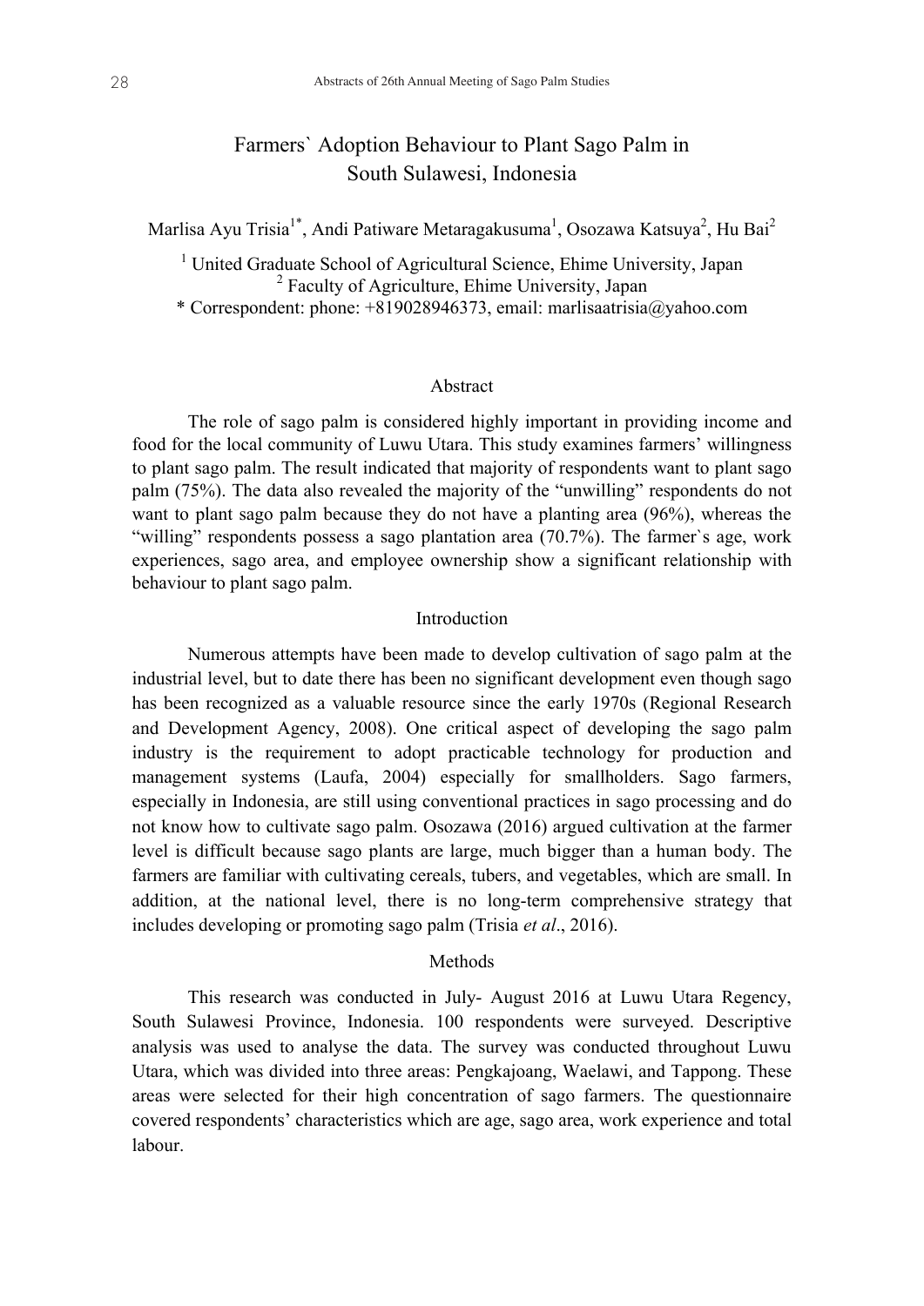# Farmers` Adoption Behaviour to Plant Sago Palm in South Sulawesi, Indonesia

Marlisa Ayu Trisia[1*], Andi Patiware Metaragakusuma[1], Osozawa Katsuya[2], Hu Bai[2]

[1] United Graduate School of Agricultural Science, Ehime University, Japan
[2] Faculty of Agriculture, Ehime University, Japan
* Correspondent: phone: +819028946373, email: marlisaatrisia@yahoo.com

## Abstract

The role of sago palm is considered highly important in providing income and food for the local community of Luwu Utara. This study examines farmers' willingness to plant sago palm. The result indicated that majority of respondents want to plant sago palm (75%). The data also revealed the majority of the "unwilling" respondents do not want to plant sago palm because they do not have a planting area (96%), whereas the "willing" respondents possess a sago plantation area (70.7%). The farmer`s age, work experiences, sago area, and employee ownership show a significant relationship with behaviour to plant sago palm.

## Introduction

Numerous attempts have been made to develop cultivation of sago palm at the industrial level, but to date there has been no significant development even though sago has been recognized as a valuable resource since the early 1970s (Regional Research and Development Agency, 2008). One critical aspect of developing the sago palm industry is the requirement to adopt practicable technology for production and management systems (Laufa, 2004) especially for smallholders. Sago farmers, especially in Indonesia, are still using conventional practices in sago processing and do not know how to cultivate sago palm. Osozawa (2016) argued cultivation at the farmer level is difficult because sago plants are large, much bigger than a human body. The farmers are familiar with cultivating cereals, tubers, and vegetables, which are small. In addition, at the national level, there is no long-term comprehensive strategy that includes developing or promoting sago palm (Trisia *et al*., 2016).

## Methods

This research was conducted in July- August 2016 at Luwu Utara Regency, South Sulawesi Province, Indonesia. 100 respondents were surveyed. Descriptive analysis was used to analyse the data. The survey was conducted throughout Luwu Utara, which was divided into three areas: Pengkajoang, Waelawi, and Tappong. These areas were selected for their high concentration of sago farmers. The questionnaire covered respondents' characteristics which are age, sago area, work experience and total labour.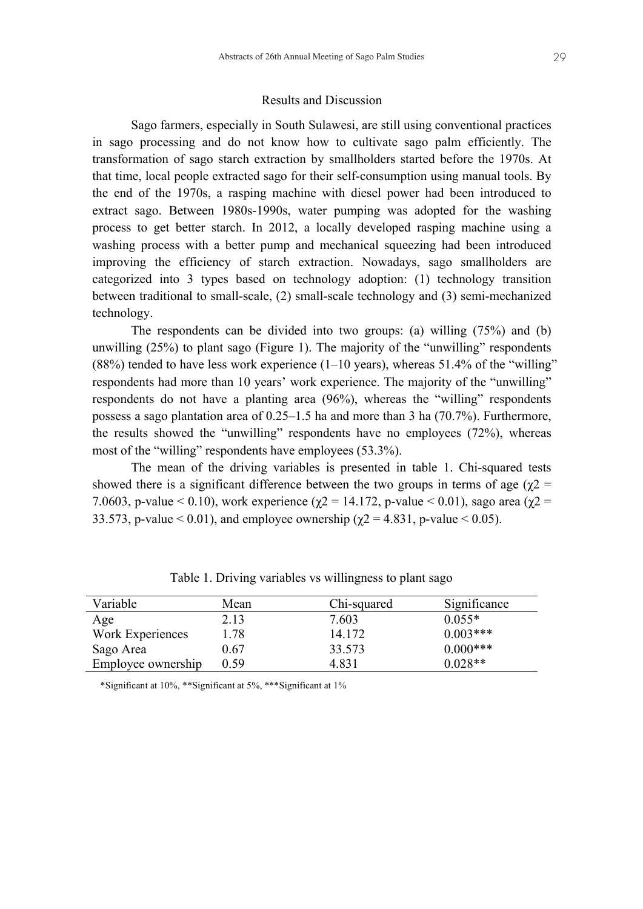## Results and Discussion

Sago farmers, especially in South Sulawesi, are still using conventional practices in sago processing and do not know how to cultivate sago palm efficiently. The transformation of sago starch extraction by smallholders started before the 1970s. At that time, local people extracted sago for their self-consumption using manual tools. By the end of the 1970s, a rasping machine with diesel power had been introduced to extract sago. Between 1980s-1990s, water pumping was adopted for the washing process to get better starch. In 2012, a locally developed rasping machine using a washing process with a better pump and mechanical squeezing had been introduced improving the efficiency of starch extraction. Nowadays, sago smallholders are categorized into 3 types based on technology adoption: (1) technology transition between traditional to small-scale, (2) small-scale technology and (3) semi-mechanized technology.

The respondents can be divided into two groups: (a) willing (75%) and (b) unwilling (25%) to plant sago (Figure 1). The majority of the "unwilling" respondents (88%) tended to have less work experience (1–10 years), whereas 51.4% of the "willing" respondents had more than 10 years' work experience. The majority of the "unwilling" respondents do not have a planting area (96%), whereas the "willing" respondents possess a sago plantation area of 0.25–1.5 ha and more than 3 ha (70.7%). Furthermore, the results showed the "unwilling" respondents have no employees (72%), whereas most of the "willing" respondents have employees (53.3%).

The mean of the driving variables is presented in table 1. Chi-squared tests showed there is a significant difference between the two groups in terms of age ($\chi2$ = 7.0603, p-value < 0.10), work experience ($\chi2$ = 14.172, p-value < 0.01), sago area ($\chi2$ = 33.573, p-value < 0.01), and employee ownership ($\chi2$ = 4.831, p-value < 0.05).

Table 1. Driving variables vs willingness to plant sago

| Variable | Mean | Chi-squared | Significance |
|---|---|---|---|
| Age | 2.13 | 7.603 | 0.055* |
| Work Experiences | 1.78 | 14.172 | 0.003*** |
| Sago Area | 0.67 | 33.573 | 0.000*** |
| Employee ownership | 0.59 | 4.831 | 0.028** |

*Significant at 10%, **Significant at 5%, ***Significant at 1%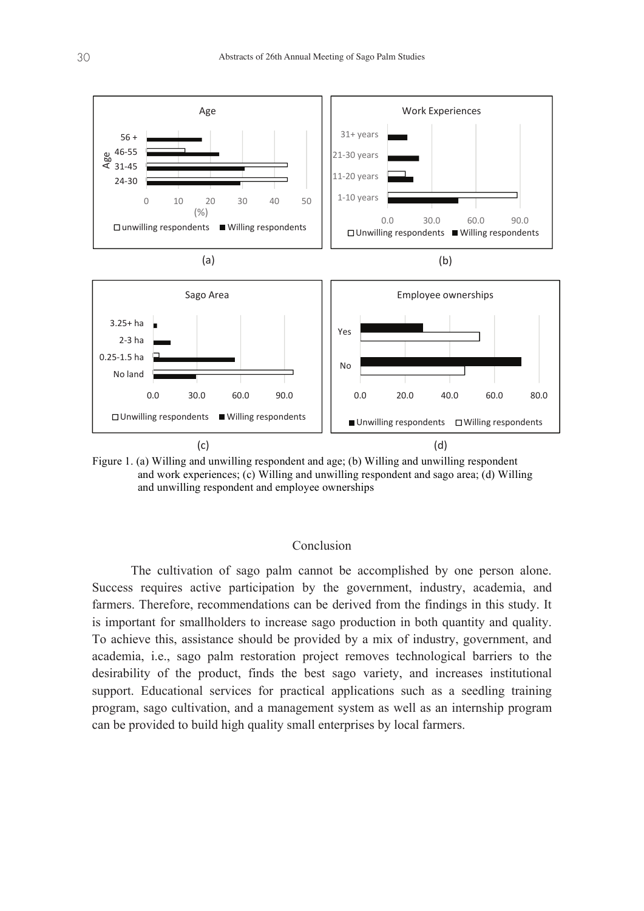Figure 1. (a) Willing and unwilling respondent and age; (b) Willing and unwilling respondent and work experiences; (c) Willing and unwilling respondent and sago area; (d) Willing and unwilling respondent and employee ownerships

## Conclusion

The cultivation of sago palm cannot be accomplished by one person alone. Success requires active participation by the government, industry, academia, and farmers. Therefore, recommendations can be derived from the findings in this study. It is important for smallholders to increase sago production in both quantity and quality. To achieve this, assistance should be provided by a mix of industry, government, and academia, i.e., sago palm restoration project removes technological barriers to the desirability of the product, finds the best sago variety, and increases institutional support. Educational services for practical applications such as a seedling training program, sago cultivation, and a management system as well as an internship program can be provided to build high quality small enterprises by local farmers.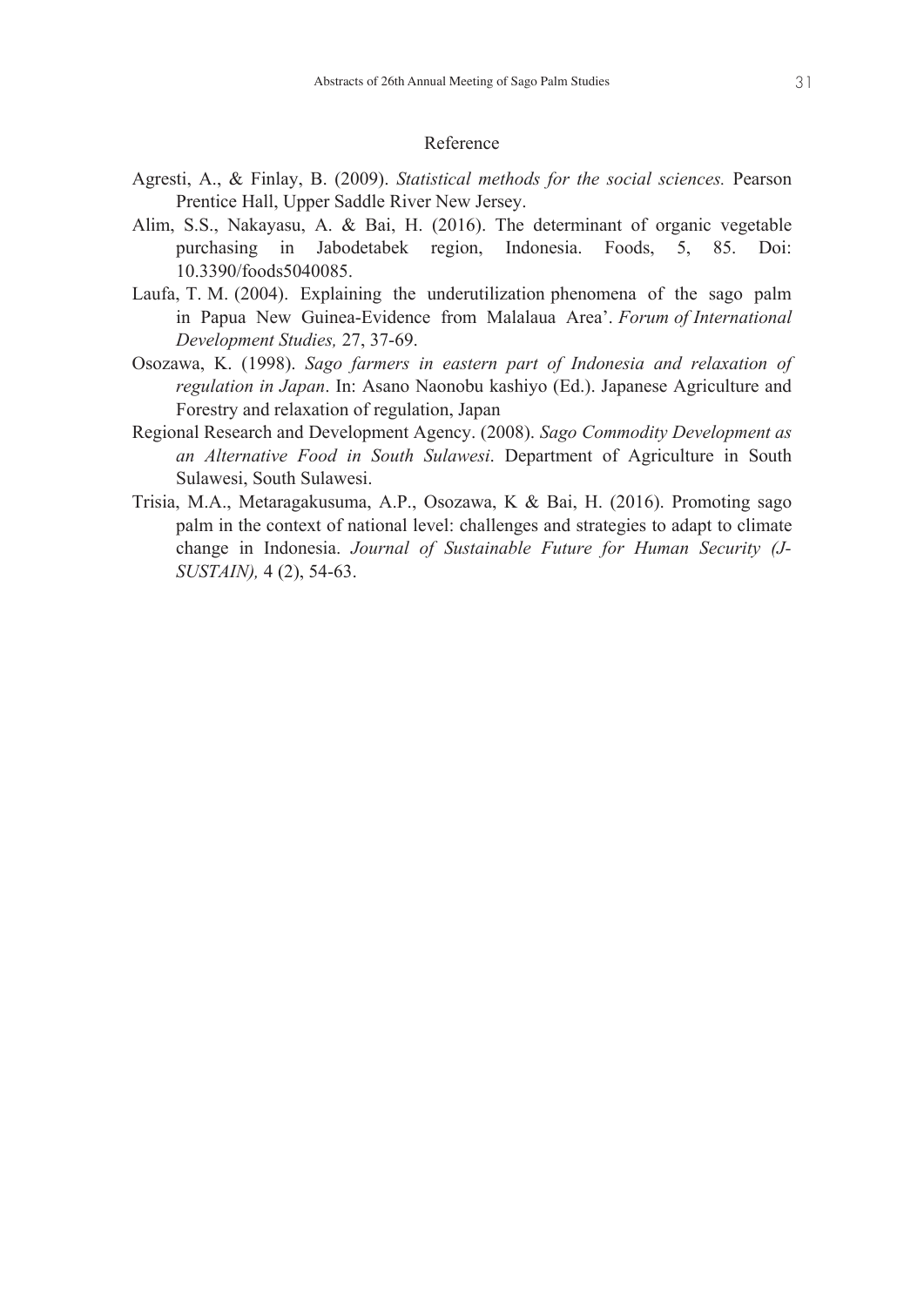## Reference

Agresti, A., & Finlay, B. (2009). *Statistical methods for the social sciences.* Pearson Prentice Hall, Upper Saddle River New Jersey.

Alim, S.S., Nakayasu, A. & Bai, H. (2016). The determinant of organic vegetable purchasing in Jabodetabek region, Indonesia. Foods, 5, 85. Doi: 10.3390/foods5040085.

Laufa, T. M. (2004). Explaining the underutilization phenomena of the sago palm in Papua New Guinea-Evidence from Malalaua Area'. *Forum of International Development Studies,* 27, 37-69.

Osozawa, K. (1998). *Sago farmers in eastern part of Indonesia and relaxation of regulation in Japan*. In: Asano Naonobu kashiyo (Ed.). Japanese Agriculture and Forestry and relaxation of regulation, Japan

Regional Research and Development Agency. (2008). *Sago Commodity Development as an Alternative Food in South Sulawesi*. Department of Agriculture in South Sulawesi, South Sulawesi.

Trisia, M.A., Metaragakusuma, A.P., Osozawa, K & Bai, H. (2016). Promoting sago palm in the context of national level: challenges and strategies to adapt to climate change in Indonesia. *Journal of Sustainable Future for Human Security (J-SUSTAIN),* 4 (2), 54-63.